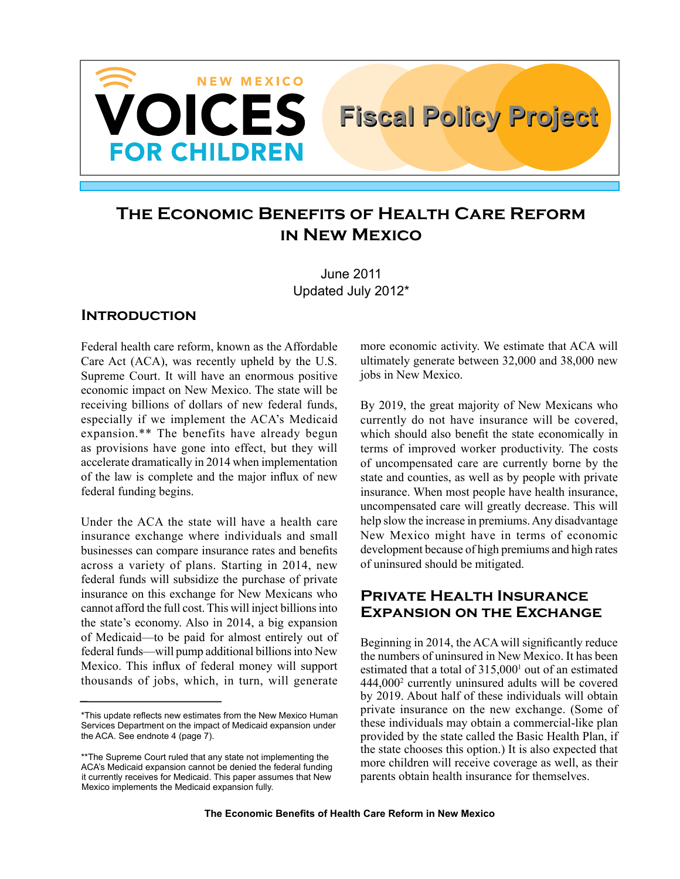NEW MEXICO **VOICES FOR CHILDREN**

**Fiscal Policy Project**

# The Economic Benefits of Health Care Reform in New Mexico

June 2011
Updated July 2012*

## Introduction

Federal health care reform, known as the Affordable Care Act (ACA), was recently upheld by the U.S. Supreme Court. It will have an enormous positive economic impact on New Mexico. The state will be receiving billions of dollars of new federal funds, especially if we implement the ACA's Medicaid expansion.** The benefits have already begun as provisions have gone into effect, but they will accelerate dramatically in 2014 when implementation of the law is complete and the major influx of new federal funding begins.

Under the ACA the state will have a health care insurance exchange where individuals and small businesses can compare insurance rates and benefits across a variety of plans. Starting in 2014, new federal funds will subsidize the purchase of private insurance on this exchange for New Mexicans who cannot afford the full cost. This will inject billions into the state's economy. Also in 2014, a big expansion of Medicaid—to be paid for almost entirely out of federal funds—will pump additional billions into New Mexico. This influx of federal money will support thousands of jobs, which, in turn, will generate more economic activity. We estimate that ACA will ultimately generate between 32,000 and 38,000 new jobs in New Mexico.

By 2019, the great majority of New Mexicans who currently do not have insurance will be covered, which should also benefit the state economically in terms of improved worker productivity. The costs of uncompensated care are currently borne by the state and counties, as well as by people with private insurance. When most people have health insurance, uncompensated care will greatly decrease. This will help slow the increase in premiums. Any disadvantage New Mexico might have in terms of economic development because of high premiums and high rates of uninsured should be mitigated.

## Private Health Insurance Expansion on the Exchange

Beginning in 2014, the ACA will significantly reduce the numbers of uninsured in New Mexico. It has been estimated that a total of 315,000[1] out of an estimated 444,000[2] currently uninsured adults will be covered by 2019. About half of these individuals will obtain private insurance on the new exchange. (Some of these individuals may obtain a commercial-like plan provided by the state called the Basic Health Plan, if the state chooses this option.) It is also expected that more children will receive coverage as well, as their parents obtain health insurance for themselves.

---

*This update reflects new estimates from the New Mexico Human Services Department on the impact of Medicaid expansion under the ACA. See endnote 4 (page 7).

**The Supreme Court ruled that any state not implementing the ACA's Medicaid expansion cannot be denied the federal funding it currently receives for Medicaid. This paper assumes that New Mexico implements the Medicaid expansion fully.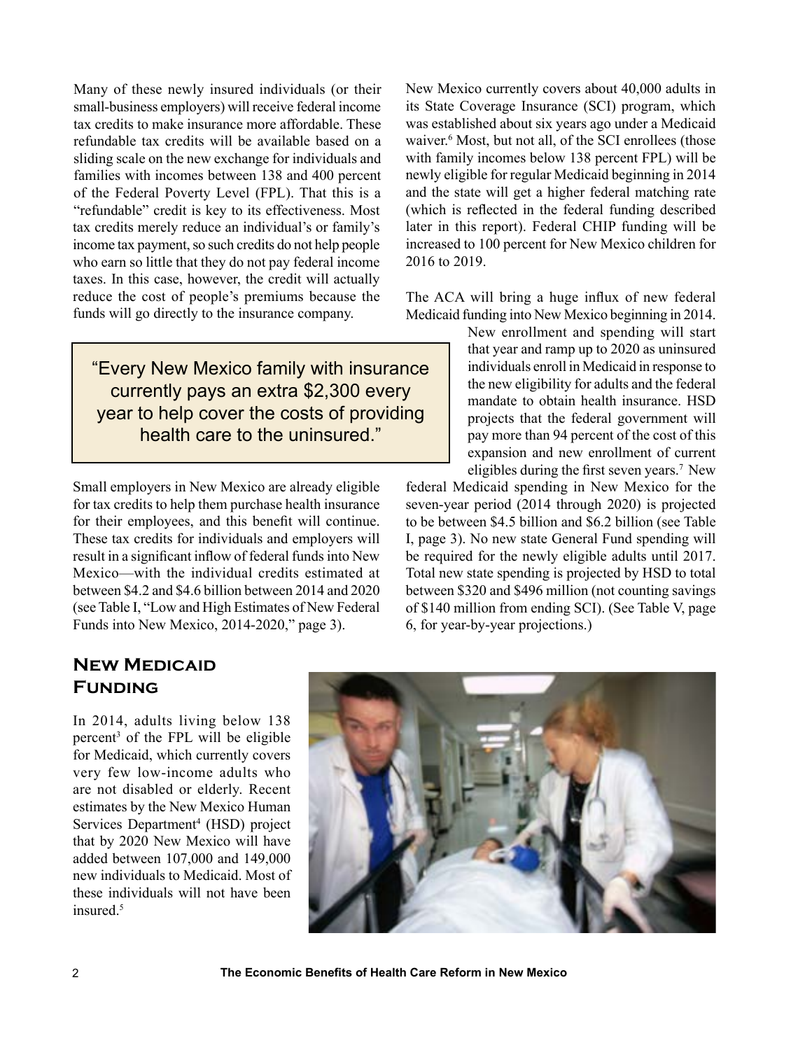Many of these newly insured individuals (or their small-business employers) will receive federal income tax credits to make insurance more affordable. These refundable tax credits will be available based on a sliding scale on the new exchange for individuals and families with incomes between 138 and 400 percent of the Federal Poverty Level (FPL). That this is a "refundable" credit is key to its effectiveness. Most tax credits merely reduce an individual's or family's income tax payment, so such credits do not help people who earn so little that they do not pay federal income taxes. In this case, however, the credit will actually reduce the cost of people's premiums because the funds will go directly to the insurance company.

> "Every New Mexico family with insurance currently pays an extra $2,300 every year to help cover the costs of providing health care to the uninsured."

Small employers in New Mexico are already eligible for tax credits to help them purchase health insurance for their employees, and this benefit will continue. These tax credits for individuals and employers will result in a significant inflow of federal funds into New Mexico—with the individual credits estimated at between $4.2 and $4.6 billion between 2014 and 2020 (see Table I, "Low and High Estimates of New Federal Funds into New Mexico, 2014-2020," page 3).

## New Medicaid Funding

In 2014, adults living below 138 percent[3] of the FPL will be eligible for Medicaid, which currently covers very few low-income adults who are not disabled or elderly. Recent estimates by the New Mexico Human Services Department[4] (HSD) project that by 2020 New Mexico will have added between 107,000 and 149,000 new individuals to Medicaid. Most of these individuals will not have been insured.[5]

New Mexico currently covers about 40,000 adults in its State Coverage Insurance (SCI) program, which was established about six years ago under a Medicaid waiver.[6] Most, but not all, of the SCI enrollees (those with family incomes below 138 percent FPL) will be newly eligible for regular Medicaid beginning in 2014 and the state will get a higher federal matching rate (which is reflected in the federal funding described later in this report). Federal CHIP funding will be increased to 100 percent for New Mexico children for 2016 to 2019.

The ACA will bring a huge influx of new federal Medicaid funding into New Mexico beginning in 2014. New enrollment and spending will start that year and ramp up to 2020 as uninsured individuals enroll in Medicaid in response to the new eligibility for adults and the federal mandate to obtain health insurance. HSD projects that the federal government will pay more than 94 percent of the cost of this expansion and new enrollment of current eligibles during the first seven years.[7] New federal Medicaid spending in New Mexico for the seven-year period (2014 through 2020) is projected to be between $4.5 billion and $6.2 billion (see Table I, page 3). No new state General Fund spending will be required for the newly eligible adults until 2017. Total new state spending is projected by HSD to total between $320 and $496 million (not counting savings of $140 million from ending SCI). (See Table V, page 6, for year-by-year projections.)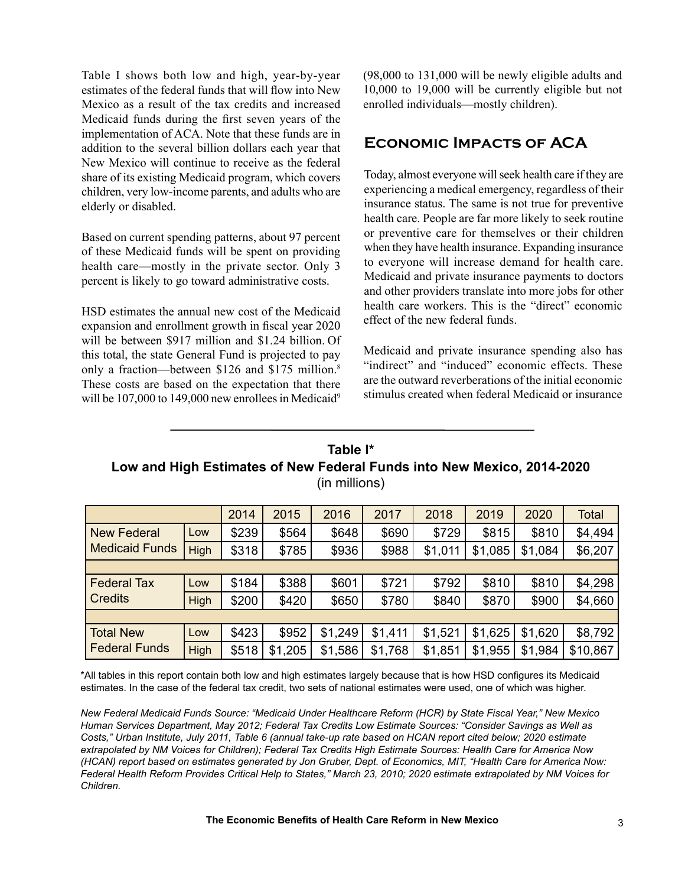Table I shows both low and high, year-by-year estimates of the federal funds that will flow into New Mexico as a result of the tax credits and increased Medicaid funds during the first seven years of the implementation of ACA. Note that these funds are in addition to the several billion dollars each year that New Mexico will continue to receive as the federal share of its existing Medicaid program, which covers children, very low-income parents, and adults who are elderly or disabled.

Based on current spending patterns, about 97 percent of these Medicaid funds will be spent on providing health care—mostly in the private sector. Only 3 percent is likely to go toward administrative costs.

HSD estimates the annual new cost of the Medicaid expansion and enrollment growth in fiscal year 2020 will be between $917 million and $1.24 billion. Of this total, the state General Fund is projected to pay only a fraction—between $126 and $175 million.[8] These costs are based on the expectation that there will be 107,000 to 149,000 new enrollees in Medicaid[9] (98,000 to 131,000 will be newly eligible adults and 10,000 to 19,000 will be currently eligible but not enrolled individuals—mostly children).

## Economic Impacts of ACA

Today, almost everyone will seek health care if they are experiencing a medical emergency, regardless of their insurance status. The same is not true for preventive health care. People are far more likely to seek routine or preventive care for themselves or their children when they have health insurance. Expanding insurance to everyone will increase demand for health care. Medicaid and private insurance payments to doctors and other providers translate into more jobs for other health care workers. This is the "direct" economic effect of the new federal funds.

Medicaid and private insurance spending also has "indirect" and "induced" economic effects. These are the outward reverberations of the initial economic stimulus created when federal Medicaid or insurance

**Table I\***
**Low and High Estimates of New Federal Funds into New Mexico, 2014-2020**
(in millions)

| | | 2014 | 2015 | 2016 | 2017 | 2018 | 2019 | 2020 | Total |
|---|---|---|---|---|---|---|---|---|---|
| New Federal Medicaid Funds | Low | $239 | $564 | $648 | $690 | $729 | $815 | $810 | $4,494 |
| | High | $318 | $785 | $936 | $988 | $1,011 | $1,085 | $1,084 | $6,207 |
| Federal Tax Credits | Low | $184 | $388 | $601 | $721 | $792 | $810 | $810 | $4,298 |
| | High | $200 | $420 | $650 | $780 | $840 | $870 | $900 | $4,660 |
| Total New Federal Funds | Low | $423 | $952 | $1,249 | $1,411 | $1,521 | $1,625 | $1,620 | $8,792 |
| | High | $518 | $1,205 | $1,586 | $1,768 | $1,851 | $1,955 | $1,984 | $10,867 |

\*All tables in this report contain both low and high estimates largely because that is how HSD configures its Medicaid estimates. In the case of the federal tax credit, two sets of national estimates were used, one of which was higher.

*New Federal Medicaid Funds Source: "Medicaid Under Healthcare Reform (HCR) by State Fiscal Year," New Mexico Human Services Department, May 2012; Federal Tax Credits Low Estimate Sources: "Consider Savings as Well as Costs," Urban Institute, July 2011, Table 6 (annual take-up rate based on HCAN report cited below; 2020 estimate extrapolated by NM Voices for Children); Federal Tax Credits High Estimate Sources: Health Care for America Now (HCAN) report based on estimates generated by Jon Gruber, Dept. of Economics, MIT, "Health Care for America Now: Federal Health Reform Provides Critical Help to States," March 23, 2010; 2020 estimate extrapolated by NM Voices for Children.*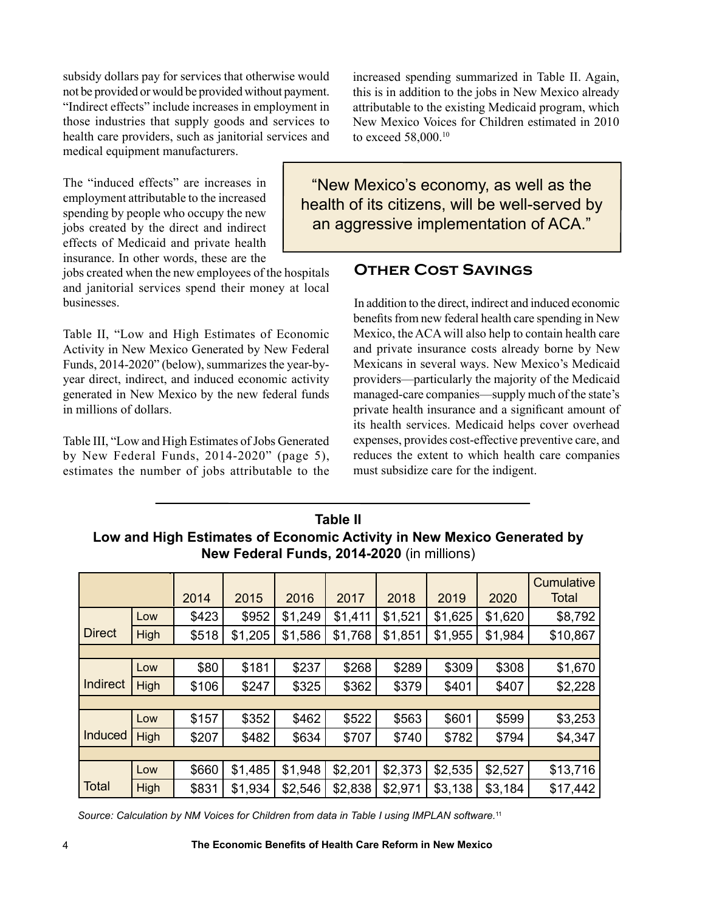subsidy dollars pay for services that otherwise would not be provided or would be provided without payment. "Indirect effects" include increases in employment in those industries that supply goods and services to health care providers, such as janitorial services and medical equipment manufacturers.

The "induced effects" are increases in employment attributable to the increased spending by people who occupy the new jobs created by the direct and indirect effects of Medicaid and private health insurance. In other words, these are the jobs created when the new employees of the hospitals and janitorial services spend their money at local businesses.

Table II, "Low and High Estimates of Economic Activity in New Mexico Generated by New Federal Funds, 2014-2020" (below), summarizes the year-by-year direct, indirect, and induced economic activity generated in New Mexico by the new federal funds in millions of dollars.

Table III, "Low and High Estimates of Jobs Generated by New Federal Funds, 2014-2020" (page 5), estimates the number of jobs attributable to the increased spending summarized in Table II. Again, this is in addition to the jobs in New Mexico already attributable to the existing Medicaid program, which New Mexico Voices for Children estimated in 2010 to exceed 58,000.[10]

> "New Mexico's economy, as well as the health of its citizens, will be well-served by an aggressive implementation of ACA."

## Other Cost Savings

In addition to the direct, indirect and induced economic benefits from new federal health care spending in New Mexico, the ACA will also help to contain health care and private insurance costs already borne by New Mexicans in several ways. New Mexico's Medicaid providers—particularly the majority of the Medicaid managed-care companies—supply much of the state's private health insurance and a significant amount of its health services. Medicaid helps cover overhead expenses, provides cost-effective preventive care, and reduces the extent to which health care companies must subsidize care for the indigent.

**Table II**
**Low and High Estimates of Economic Activity in New Mexico Generated by New Federal Funds, 2014-2020** (in millions)

| | | 2014 | 2015 | 2016 | 2017 | 2018 | 2019 | 2020 | Cumulative Total |
|---|---|---|---|---|---|---|---|---|---|
| Direct | Low | $423 | $952 | $1,249 | $1,411 | $1,521 | $1,625 | $1,620 | $8,792 |
| | High | $518 | $1,205 | $1,586 | $1,768 | $1,851 | $1,955 | $1,984 | $10,867 |
| Indirect | Low | $80 | $181 | $237 | $268 | $289 | $309 | $308 | $1,670 |
| | High | $106 | $247 | $325 | $362 | $379 | $401 | $407 | $2,228 |
| Induced | Low | $157 | $352 | $462 | $522 | $563 | $601 | $599 | $3,253 |
| | High | $207 | $482 | $634 | $707 | $740 | $782 | $794 | $4,347 |
| Total | Low | $660 | $1,485 | $1,948 | $2,201 | $2,373 | $2,535 | $2,527 | $13,716 |
| | High | $831 | $1,934 | $2,546 | $2,838 | $2,971 | $3,138 | $3,184 | $17,442 |

*Source: Calculation by NM Voices for Children from data in Table I using IMPLAN software.*[11]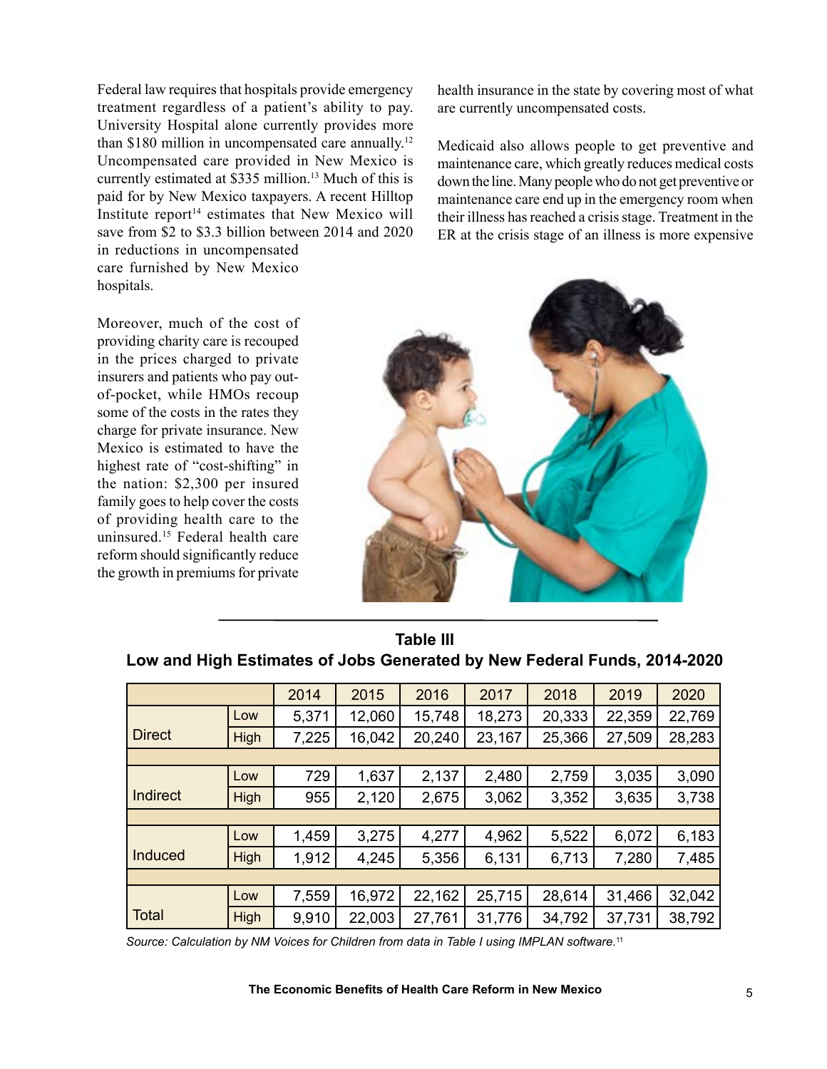Federal law requires that hospitals provide emergency treatment regardless of a patient's ability to pay. University Hospital alone currently provides more than $180 million in uncompensated care annually.[12] Uncompensated care provided in New Mexico is currently estimated at $335 million.[13] Much of this is paid for by New Mexico taxpayers. A recent Hilltop Institute report[14] estimates that New Mexico will save from $2 to $3.3 billion between 2014 and 2020 in reductions in uncompensated care furnished by New Mexico hospitals.

Moreover, much of the cost of providing charity care is recouped in the prices charged to private insurers and patients who pay out-of-pocket, while HMOs recoup some of the costs in the rates they charge for private insurance. New Mexico is estimated to have the highest rate of "cost-shifting" in the nation: $2,300 per insured family goes to help cover the costs of providing health care to the uninsured.[15] Federal health care reform should significantly reduce the growth in premiums for private health insurance in the state by covering most of what are currently uncompensated costs.

Medicaid also allows people to get preventive and maintenance care, which greatly reduces medical costs down the line. Many people who do not get preventive or maintenance care end up in the emergency room when their illness has reached a crisis stage. Treatment in the ER at the crisis stage of an illness is more expensive

**Table III**
**Low and High Estimates of Jobs Generated by New Federal Funds, 2014-2020**

| | | 2014 | 2015 | 2016 | 2017 | 2018 | 2019 | 2020 |
|---|---|---|---|---|---|---|---|---|
| Direct | Low | 5,371 | 12,060 | 15,748 | 18,273 | 20,333 | 22,359 | 22,769 |
| | High | 7,225 | 16,042 | 20,240 | 23,167 | 25,366 | 27,509 | 28,283 |
| Indirect | Low | 729 | 1,637 | 2,137 | 2,480 | 2,759 | 3,035 | 3,090 |
| | High | 955 | 2,120 | 2,675 | 3,062 | 3,352 | 3,635 | 3,738 |
| Induced | Low | 1,459 | 3,275 | 4,277 | 4,962 | 5,522 | 6,072 | 6,183 |
| | High | 1,912 | 4,245 | 5,356 | 6,131 | 6,713 | 7,280 | 7,485 |
| Total | Low | 7,559 | 16,972 | 22,162 | 25,715 | 28,614 | 31,466 | 32,042 |
| | High | 9,910 | 22,003 | 27,761 | 31,776 | 34,792 | 37,731 | 38,792 |

*Source: Calculation by NM Voices for Children from data in Table I using IMPLAN software.*[11]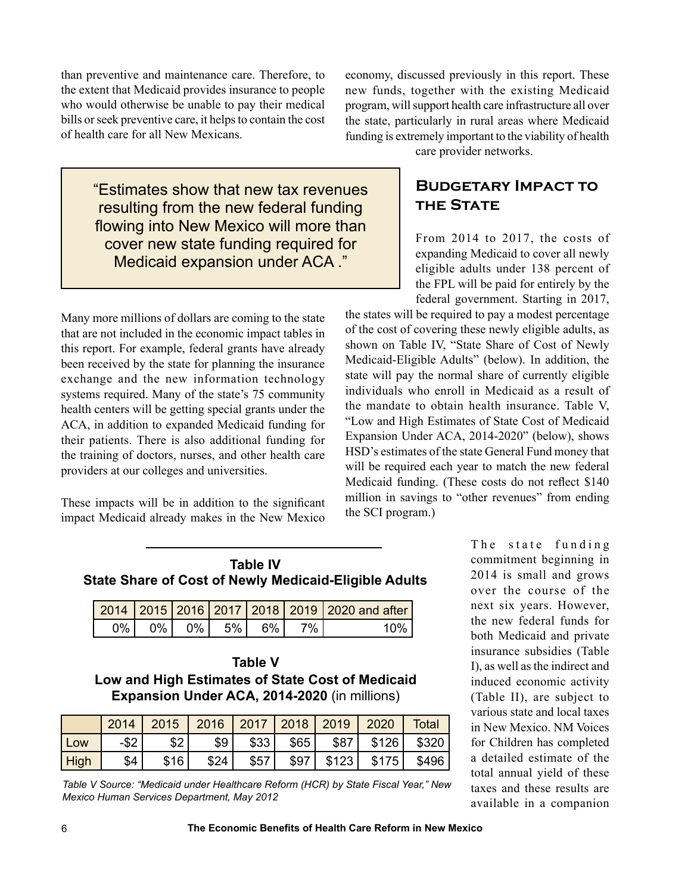than preventive and maintenance care. Therefore, to the extent that Medicaid provides insurance to people who would otherwise be unable to pay their medical bills or seek preventive care, it helps to contain the cost of health care for all New Mexicans.

> "Estimates show that new tax revenues resulting from the new federal funding flowing into New Mexico will more than cover new state funding required for Medicaid expansion under ACA ."

Many more millions of dollars are coming to the state that are not included in the economic impact tables in this report. For example, federal grants have already been received by the state for planning the insurance exchange and the new information technology systems required. Many of the state's 75 community health centers will be getting special grants under the ACA, in addition to expanded Medicaid funding for their patients. There is also additional funding for the training of doctors, nurses, and other health care providers at our colleges and universities.

These impacts will be in addition to the significant impact Medicaid already makes in the New Mexico economy, discussed previously in this report. These new funds, together with the existing Medicaid program, will support health care infrastructure all over the state, particularly in rural areas where Medicaid funding is extremely important to the viability of health care provider networks.

## Budgetary Impact to the State

From 2014 to 2017, the costs of expanding Medicaid to cover all newly eligible adults under 138 percent of the FPL will be paid for entirely by the federal government. Starting in 2017, the states will be required to pay a modest percentage of the cost of covering these newly eligible adults, as shown on Table IV, "State Share of Cost of Newly Medicaid-Eligible Adults" (below). In addition, the state will pay the normal share of currently eligible individuals who enroll in Medicaid as a result of the mandate to obtain health insurance. Table V, "Low and High Estimates of State Cost of Medicaid Expansion Under ACA, 2014-2020" (below), shows HSD's estimates of the state General Fund money that will be required each year to match the new federal Medicaid funding. (These costs do not reflect $140 million in savings to "other revenues" from ending the SCI program.)

**Table IV**
**State Share of Cost of Newly Medicaid-Eligible Adults**

| 2014 | 2015 | 2016 | 2017 | 2018 | 2019 | 2020 and after |
|---|---|---|---|---|---|---|
| 0% | 0% | 0% | 5% | 6% | 7% | 10% |

**Table V**
**Low and High Estimates of State Cost of Medicaid Expansion Under ACA, 2014-2020** (in millions)

| | 2014 | 2015 | 2016 | 2017 | 2018 | 2019 | 2020 | Total |
|---|---|---|---|---|---|---|---|---|
| Low | -$2 | $2 | $9 | $33 | $65 | $87 | $126 | $320 |
| High | $4 | $16 | $24 | $57 | $97 | $123 | $175 | $496 |

*Table V Source: "Medicaid under Healthcare Reform (HCR) by State Fiscal Year," New Mexico Human Services Department, May 2012*

The state funding commitment beginning in 2014 is small and grows over the course of the next six years. However, the new federal funds for both Medicaid and private insurance subsidies (Table I), as well as the indirect and induced economic activity (Table II), are subject to various state and local taxes in New Mexico. NM Voices for Children has completed a detailed estimate of the total annual yield of these taxes and these results are available in a companion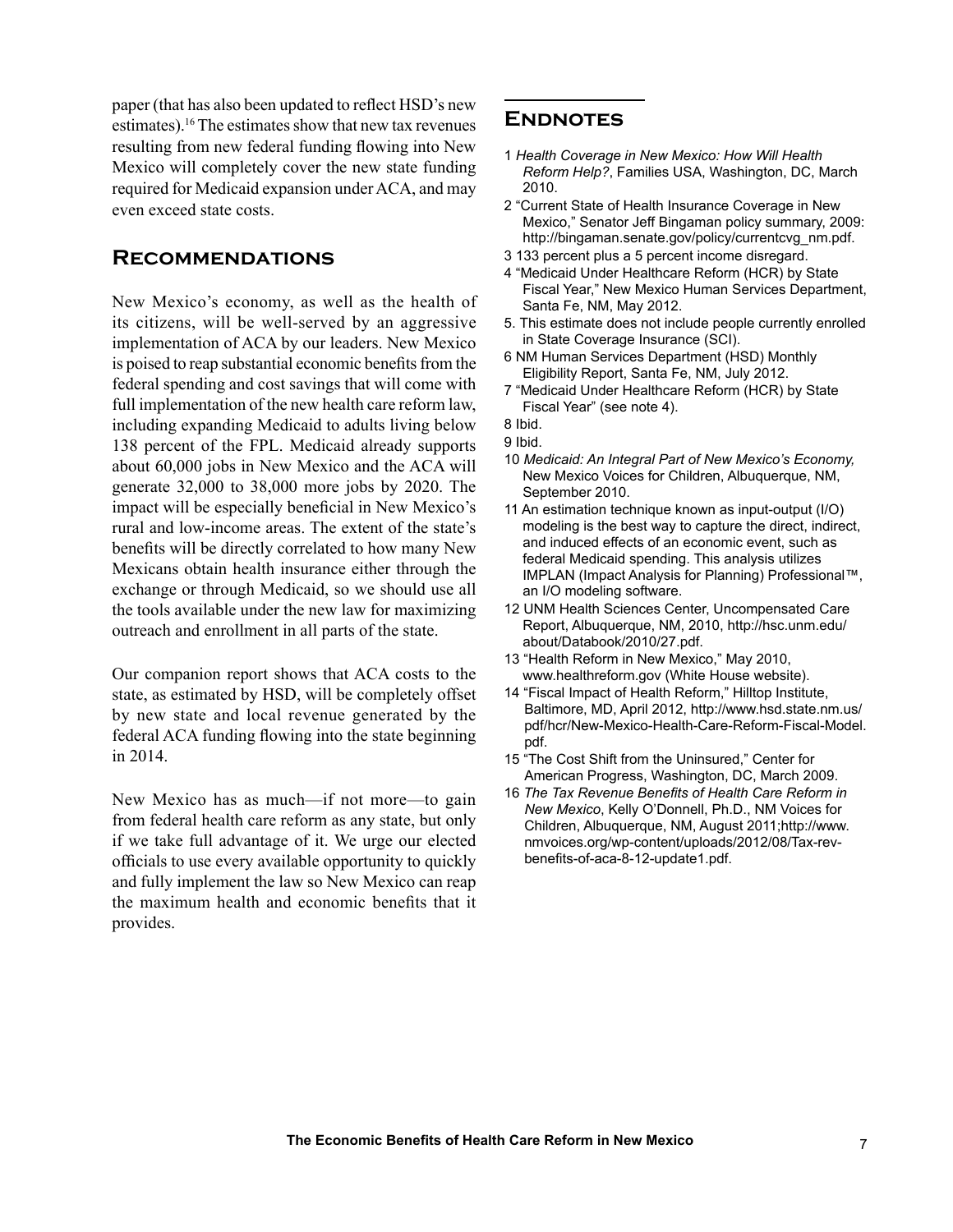paper (that has also been updated to reflect HSD's new estimates).[16] The estimates show that new tax revenues resulting from new federal funding flowing into New Mexico will completely cover the new state funding required for Medicaid expansion under ACA, and may even exceed state costs.

## Recommendations

New Mexico's economy, as well as the health of its citizens, will be well-served by an aggressive implementation of ACA by our leaders. New Mexico is poised to reap substantial economic benefits from the federal spending and cost savings that will come with full implementation of the new health care reform law, including expanding Medicaid to adults living below 138 percent of the FPL. Medicaid already supports about 60,000 jobs in New Mexico and the ACA will generate 32,000 to 38,000 more jobs by 2020. The impact will be especially beneficial in New Mexico's rural and low-income areas. The extent of the state's benefits will be directly correlated to how many New Mexicans obtain health insurance either through the exchange or through Medicaid, so we should use all the tools available under the new law for maximizing outreach and enrollment in all parts of the state.

Our companion report shows that ACA costs to the state, as estimated by HSD, will be completely offset by new state and local revenue generated by the federal ACA funding flowing into the state beginning in 2014.

New Mexico has as much—if not more—to gain from federal health care reform as any state, but only if we take full advantage of it. We urge our elected officials to use every available opportunity to quickly and fully implement the law so New Mexico can reap the maximum health and economic benefits that it provides.

## Endnotes

1 *Health Coverage in New Mexico: How Will Health Reform Help?*, Families USA, Washington, DC, March 2010.

2 "Current State of Health Insurance Coverage in New Mexico," Senator Jeff Bingaman policy summary, 2009: http://bingaman.senate.gov/policy/currentcvg_nm.pdf.

3 133 percent plus a 5 percent income disregard.

4 "Medicaid Under Healthcare Reform (HCR) by State Fiscal Year," New Mexico Human Services Department, Santa Fe, NM, May 2012.

5. This estimate does not include people currently enrolled in State Coverage Insurance (SCI).

6 NM Human Services Department (HSD) Monthly Eligibility Report, Santa Fe, NM, July 2012.

7 "Medicaid Under Healthcare Reform (HCR) by State Fiscal Year" (see note 4).

8 Ibid.

9 Ibid.

10 *Medicaid: An Integral Part of New Mexico's Economy,* New Mexico Voices for Children, Albuquerque, NM, September 2010.

11 An estimation technique known as input-output (I/O) modeling is the best way to capture the direct, indirect, and induced effects of an economic event, such as federal Medicaid spending. This analysis utilizes IMPLAN (Impact Analysis for Planning) Professional™, an I/O modeling software.

12 UNM Health Sciences Center, Uncompensated Care Report, Albuquerque, NM, 2010, http://hsc.unm.edu/about/Databook/2010/27.pdf.

13 "Health Reform in New Mexico," May 2010, www.healthreform.gov (White House website).

14 "Fiscal Impact of Health Reform," Hilltop Institute, Baltimore, MD, April 2012, http://www.hsd.state.nm.us/pdf/hcr/New-Mexico-Health-Care-Reform-Fiscal-Model.pdf.

15 "The Cost Shift from the Uninsured," Center for American Progress, Washington, DC, March 2009.

16 *The Tax Revenue Benefits of Health Care Reform in New Mexico*, Kelly O'Donnell, Ph.D., NM Voices for Children, Albuquerque, NM, August 2011;http://www.nmvoices.org/wp-content/uploads/2012/08/Tax-rev-benefits-of-aca-8-12-update1.pdf.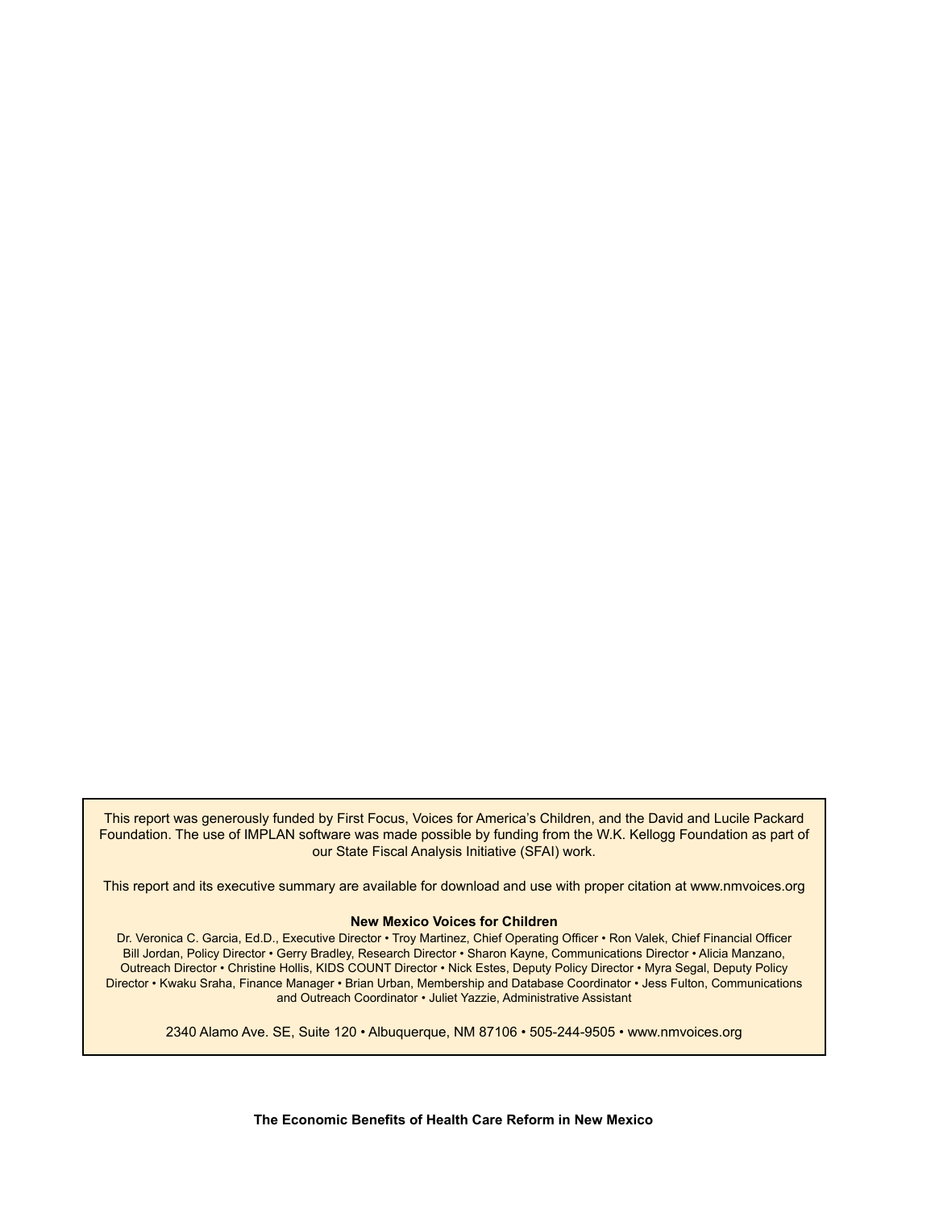This report was generously funded by First Focus, Voices for America's Children, and the David and Lucile Packard Foundation. The use of IMPLAN software was made possible by funding from the W.K. Kellogg Foundation as part of our State Fiscal Analysis Initiative (SFAI) work.

This report and its executive summary are available for download and use with proper citation at www.nmvoices.org

**New Mexico Voices for Children**

Dr. Veronica C. Garcia, Ed.D., Executive Director • Troy Martinez, Chief Operating Officer • Ron Valek, Chief Financial Officer Bill Jordan, Policy Director • Gerry Bradley, Research Director • Sharon Kayne, Communications Director • Alicia Manzano, Outreach Director • Christine Hollis, KIDS COUNT Director • Nick Estes, Deputy Policy Director • Myra Segal, Deputy Policy Director • Kwaku Sraha, Finance Manager • Brian Urban, Membership and Database Coordinator • Jess Fulton, Communications and Outreach Coordinator • Juliet Yazzie, Administrative Assistant

2340 Alamo Ave. SE, Suite 120 • Albuquerque, NM 87106 • 505-244-9505 • www.nmvoices.org